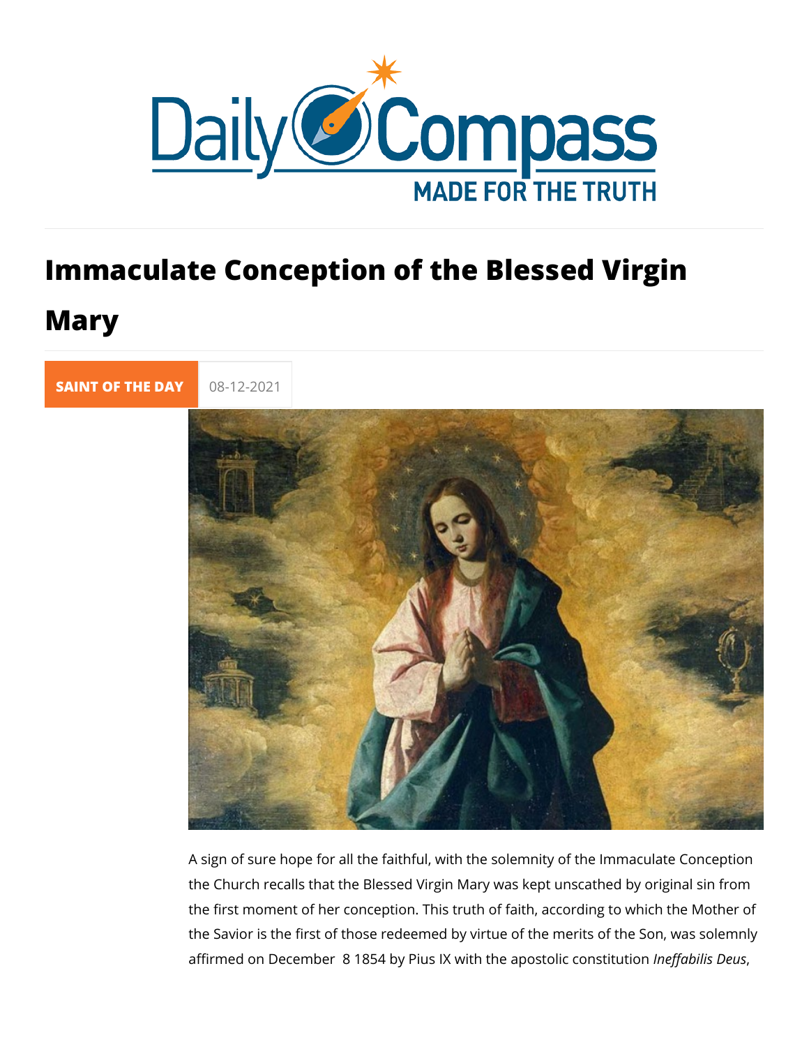# Immaculate Conception of the Blessed Virgin Mary

**SAINT OF THE DAY** 08-12-2021

A sign of sure hope for all the faithful, with the solemnity of the Immaculate Conception the Church recalls that the Blessed Virgin Mary was kept unscathed by original sin from the first moment of her conception. This truth of faith, according to which the Mother of the Savior is the first of those redeemed by virtue of the merits of the Son, was solemnly affirmed on December 8 1854 by Pius IX with the apostolic constitution *Ineffabilis Deus*,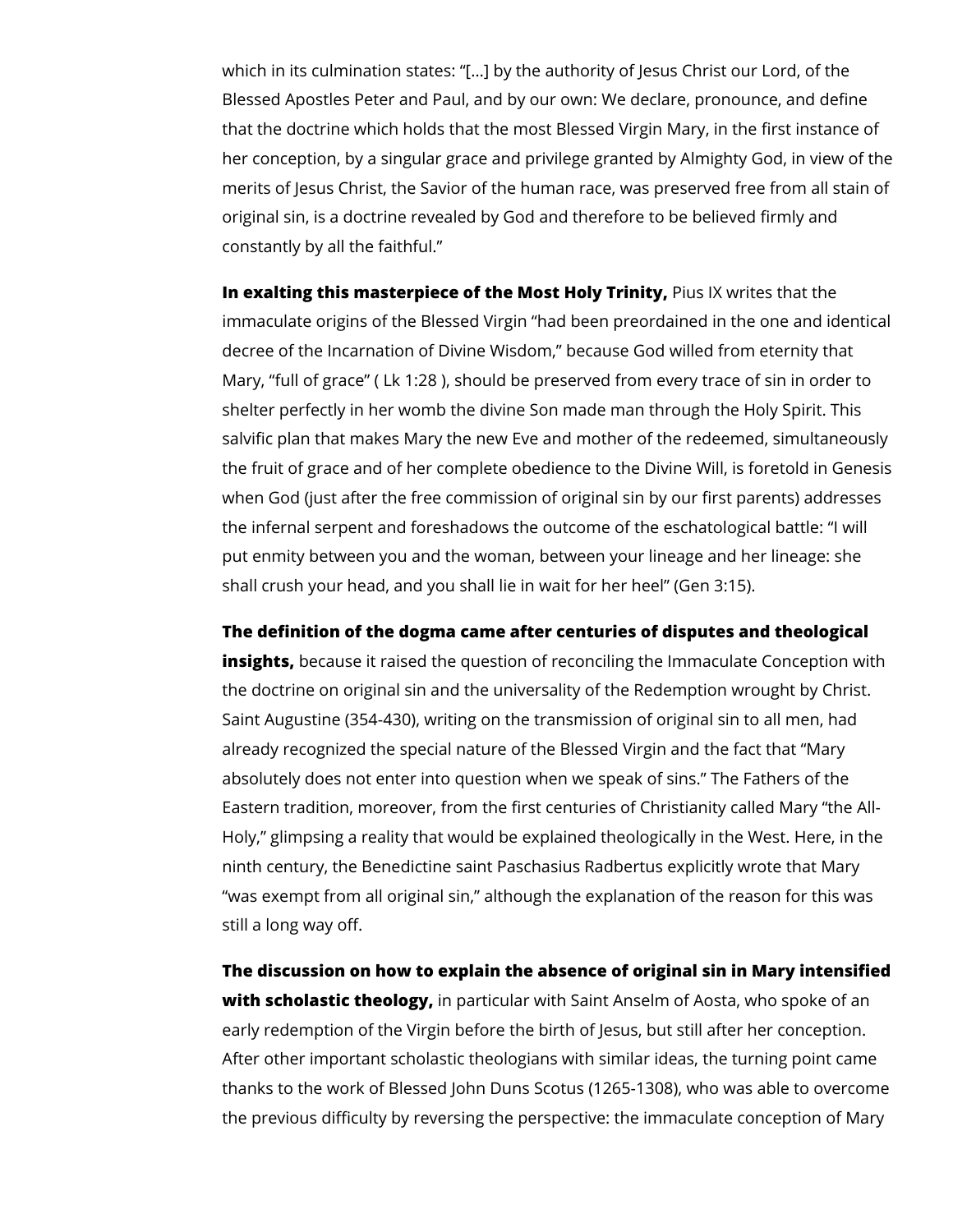which in its culmination states: "[...] by the authority of Jesus Christ our Lord, of the Blessed Apostles Peter and Paul, and by our own: We declare, pronounce, and define that the doctrine which holds that the most Blessed Virgin Mary, in the first instance of her conception, by a singular grace and privilege granted by Almighty God, in view of the merits of Jesus Christ, the Savior of the human race, was preserved free from all stain of original sin, is a doctrine revealed by God and therefore to be believed firmly and constantly by all the faithful."

**In exalting this masterpiece of the Most Holy Trinity,** Pius IX writes that the immaculate origins of the Blessed Virgin "had been preordained in the one and identical decree of the Incarnation of Divine Wisdom," because God willed from eternity that Mary, "full of grace" ( Lk 1:28 ), should be preserved from every trace of sin in order to shelter perfectly in her womb the divine Son made man through the Holy Spirit. This salvific plan that makes Mary the new Eve and mother of the redeemed, simultaneously the fruit of grace and of her complete obedience to the Divine Will, is foretold in Genesis when God (just after the free commission of original sin by our first parents) addresses the infernal serpent and foreshadows the outcome of the eschatological battle: "I will put enmity between you and the woman, between your lineage and her lineage: she shall crush your head, and you shall lie in wait for her heel" (Gen 3:15).

**The definition of the dogma came after centuries of disputes and theological insights,** because it raised the question of reconciling the Immaculate Conception with the doctrine on original sin and the universality of the Redemption wrought by Christ. Saint Augustine (354-430), writing on the transmission of original sin to all men, had already recognized the special nature of the Blessed Virgin and the fact that "Mary absolutely does not enter into question when we speak of sins." The Fathers of the Eastern tradition, moreover, from the first centuries of Christianity called Mary "the All-Holy," glimpsing a reality that would be explained theologically in the West. Here, in the ninth century, the Benedictine saint Paschasius Radbertus explicitly wrote that Mary "was exempt from all original sin," although the explanation of the reason for this was still a long way off.

**The discussion on how to explain the absence of original sin in Mary intensified with scholastic theology,** in particular with Saint Anselm of Aosta, who spoke of an early redemption of the Virgin before the birth of Jesus, but still after her conception. After other important scholastic theologians with similar ideas, the turning point came thanks to the work of Blessed John Duns Scotus (1265-1308), who was able to overcome the previous difficulty by reversing the perspective: the immaculate conception of Mary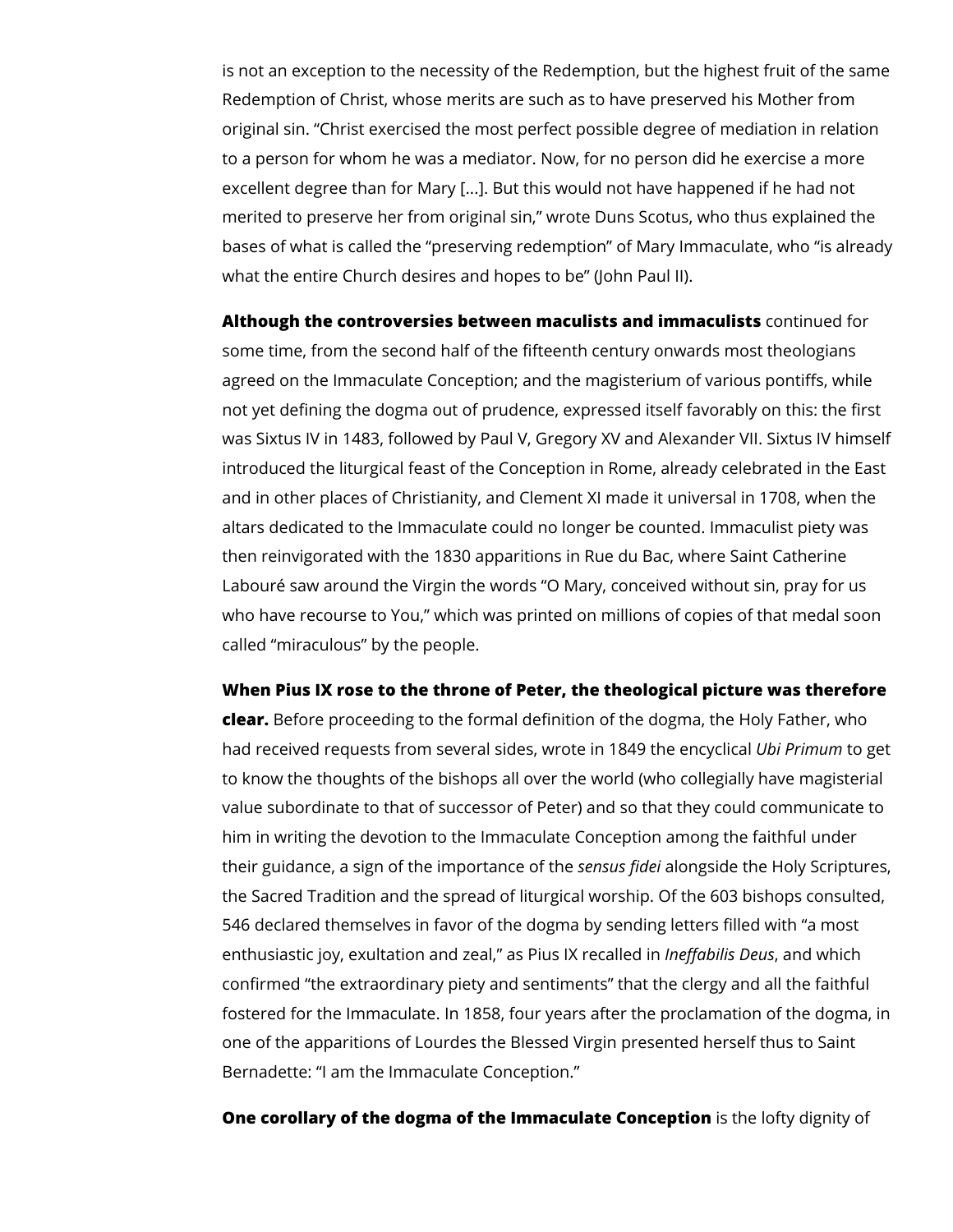is not an exception to the necessity of the Redemption, but the highest fruit of the same Redemption of Christ, whose merits are such as to have preserved his Mother from original sin. "Christ exercised the most perfect possible degree of mediation in relation to a person for whom he was a mediator. Now, for no person did he exercise a more excellent degree than for Mary [...]. But this would not have happened if he had not merited to preserve her from original sin," wrote Duns Scotus, who thus explained the bases of what is called the "preserving redemption" of Mary Immaculate, who "is already what the entire Church desires and hopes to be" (John Paul II).

**Although the controversies between maculists and immaculists** continued for some time, from the second half of the fifteenth century onwards most theologians agreed on the Immaculate Conception; and the magisterium of various pontiffs, while not yet defining the dogma out of prudence, expressed itself favorably on this: the first was Sixtus IV in 1483, followed by Paul V, Gregory XV and Alexander VII. Sixtus IV himself introduced the liturgical feast of the Conception in Rome, already celebrated in the East and in other places of Christianity, and Clement XI made it universal in 1708, when the altars dedicated to the Immaculate could no longer be counted. Immaculist piety was then reinvigorated with the 1830 apparitions in Rue du Bac, where Saint Catherine Labouré saw around the Virgin the words "O Mary, conceived without sin, pray for us who have recourse to You," which was printed on millions of copies of that medal soon called "miraculous" by the people.

**When Pius IX rose to the throne of Peter, the theological picture was therefore clear.** Before proceeding to the formal definition of the dogma, the Holy Father, who had received requests from several sides, wrote in 1849 the encyclical *Ubi Primum* to get to know the thoughts of the bishops all over the world (who collegially have magisterial value subordinate to that of successor of Peter) and so that they could communicate to him in writing the devotion to the Immaculate Conception among the faithful under their guidance, a sign of the importance of the *sensus fidei* alongside the Holy Scriptures, the Sacred Tradition and the spread of liturgical worship. Of the 603 bishops consulted, 546 declared themselves in favor of the dogma by sending letters filled with "a most enthusiastic joy, exultation and zeal," as Pius IX recalled in *Ineffabilis Deus*, and which confirmed "the extraordinary piety and sentiments" that the clergy and all the faithful fostered for the Immaculate. In 1858, four years after the proclamation of the dogma, in one of the apparitions of Lourdes the Blessed Virgin presented herself thus to Saint Bernadette: "I am the Immaculate Conception."

**One corollary of the dogma of the Immaculate Conception** is the lofty dignity of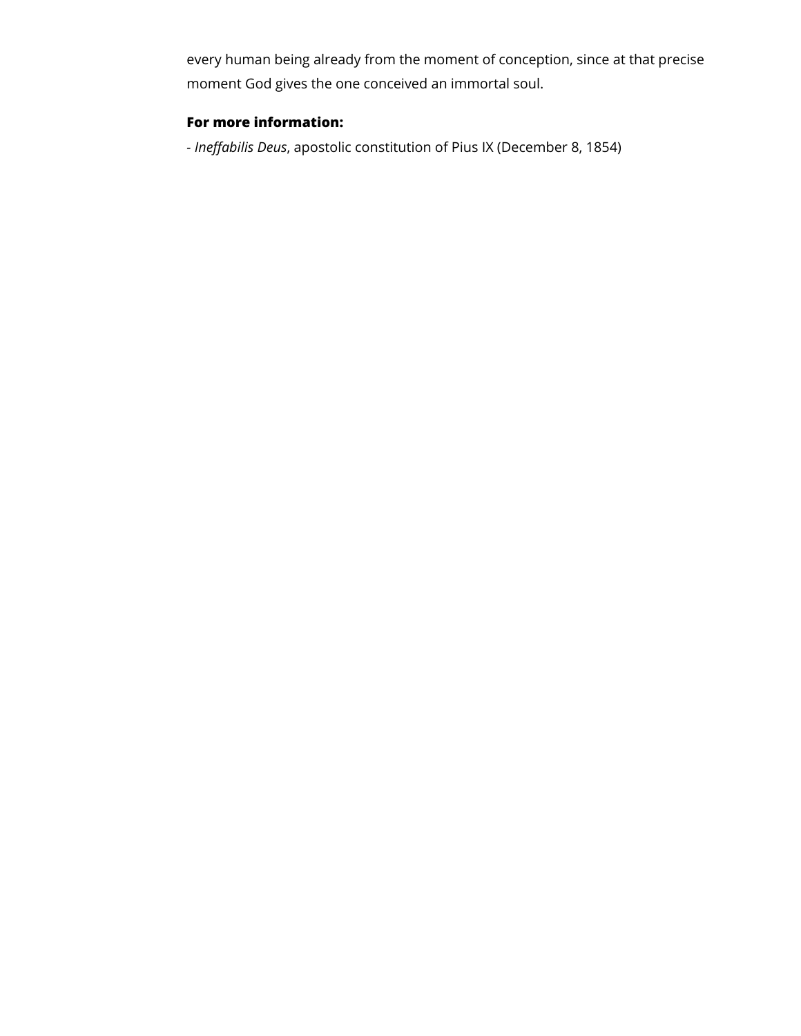every human being already from the moment of conception, since at that precise moment God gives the one conceived an immortal soul.

**For more information:**

- *Ineffabilis Deus*, apostolic constitution of Pius IX (December 8, 1854)